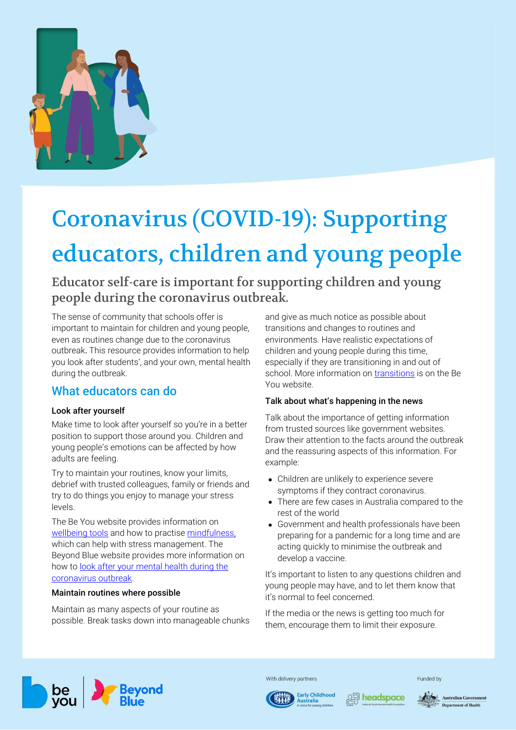# Coronavirus (COVID-19): Supporting educators, children and young people

## Educator self-care is important for supporting children and young people during the coronavirus outbreak.

The sense of community that schools offer is important to maintain for children and young people, even as routines change due to the coronavirus outbreak. This resource provides information to help you look after students', and your own, mental health during the outbreak.

## What educators can do

### Look after yourself

Make time to look after yourself so you're in a better position to support those around you. Children and young people's emotions can be affected by how adults are feeling.

Try to maintain your routines, know your limits, debrief with trusted colleagues, family or friends and try to do things you enjoy to manage your stress levels.

The Be You website provides information on wellbeing tools and how to practise mindfulness, which can help with stress management. The Beyond Blue website provides more information on how to look after your mental health during the coronavirus outbreak.

### Maintain routines where possible

Maintain as many aspects of your routine as possible. Break tasks down into manageable chunks and give as much notice as possible about transitions and changes to routines and environments. Have realistic expectations of children and young people during this time, especially if they are transitioning in and out of school. More information on transitions is on the Be You website.

### Talk about what's happening in the news

Talk about the importance of getting information from trusted sources like government websites. Draw their attention to the facts around the outbreak and the reassuring aspects of this information. For example:

- Children are unlikely to experience severe symptoms if they contract coronavirus.
- There are few cases in Australia compared to the rest of the world
- Government and health professionals have been preparing for a pandemic for a long time and are acting quickly to minimise the outbreak and develop a vaccine.

It's important to listen to any questions children and young people may have, and to let them know that it's normal to feel concerned.

If the media or the news is getting too much for them, encourage them to limit their exposure.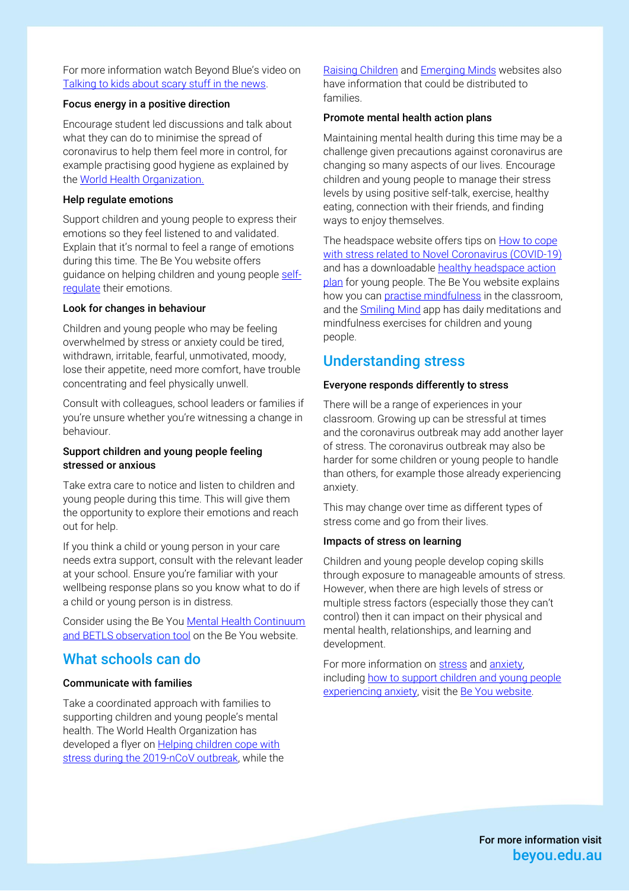For more information watch Beyond Blue's video on Talking to kids about scary stuff in the news.

#### Focus energy in a positive direction

Encourage student led discussions and talk about what they can do to minimise the spread of coronavirus to help them feel more in control, for example practising good hygiene as explained by the World Health Organization.

#### Help regulate emotions

Support children and young people to express their emotions so they feel listened to and validated. Explain that it's normal to feel a range of emotions during this time. The Be You website offers guidance on helping children and young people self-regulate their emotions.

#### Look for changes in behaviour

Children and young people who may be feeling overwhelmed by stress or anxiety could be tired, withdrawn, irritable, fearful, unmotivated, moody, lose their appetite, need more comfort, have trouble concentrating and feel physically unwell.

Consult with colleagues, school leaders or families if you're unsure whether you're witnessing a change in behaviour.

#### Support children and young people feeling stressed or anxious

Take extra care to notice and listen to children and young people during this time. This will give them the opportunity to explore their emotions and reach out for help.

If you think a child or young person in your care needs extra support, consult with the relevant leader at your school. Ensure you're familiar with your wellbeing response plans so you know what to do if a child or young person is in distress.

Consider using the Be You Mental Health Continuum and BETLS observation tool on the Be You website.

## What schools can do

#### Communicate with families

Take a coordinated approach with families to supporting children and young people's mental health. The World Health Organization has developed a flyer on Helping children cope with stress during the 2019-nCoV outbreak, while the Raising Children and Emerging Minds websites also have information that could be distributed to families.

#### Promote mental health action plans

Maintaining mental health during this time may be a challenge given precautions against coronavirus are changing so many aspects of our lives. Encourage children and young people to manage their stress levels by using positive self-talk, exercise, healthy eating, connection with their friends, and finding ways to enjoy themselves.

The headspace website offers tips on How to cope with stress related to Novel Coronavirus (COVID-19) and has a downloadable healthy headspace action plan for young people. The Be You website explains how you can practise mindfulness in the classroom, and the Smiling Mind app has daily meditations and mindfulness exercises for children and young people.

## Understanding stress

#### Everyone responds differently to stress

There will be a range of experiences in your classroom. Growing up can be stressful at times and the coronavirus outbreak may add another layer of stress. The coronavirus outbreak may also be harder for some children or young people to handle than others, for example those already experiencing anxiety.

This may change over time as different types of stress come and go from their lives.

#### Impacts of stress on learning

Children and young people develop coping skills through exposure to manageable amounts of stress. However, when there are high levels of stress or multiple stress factors (especially those they can't control) then it can impact on their physical and mental health, relationships, and learning and development.

For more information on stress and anxiety, including how to support children and young people experiencing anxiety, visit the Be You website.

For more information visit
**beyou.edu.au**